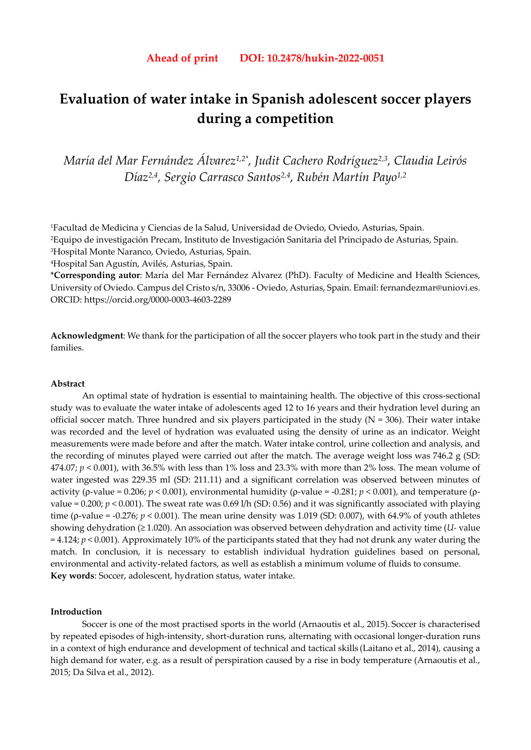**Ahead of print DOI: 10.2478/hukin-2022-0051**

# Evaluation of water intake in Spanish adolescent soccer players during a competition

*María del Mar Fernández Álvarez[1,2\*], Judit Cachero Rodríguez[2,3], Claudia Leirós Díaz[2,4], Sergio Carrasco Santos[2,4], Rubén Martín Payo[1,2]*

[1]Facultad de Medicina y Ciencias de la Salud, Universidad de Oviedo, Oviedo, Asturias, Spain.
[2]Equipo de investigación Precam, Instituto de Investigación Sanitaria del Principado de Asturias, Spain.
[3]Hospital Monte Naranco, Oviedo, Asturias, Spain.
[4]Hospital San Agustín, Avilés, Asturias, Spain.
\***Corresponding autor**: María del Mar Fernández Alvarez (PhD). Faculty of Medicine and Health Sciences, University of Oviedo. Campus del Cristo s/n, 33006 - Oviedo, Asturias, Spain. Email: fernandezmar@uniovi.es. ORCID: https://orcid.org/0000-0003-4603-2289

**Acknowledgment**: We thank for the participation of all the soccer players who took part in the study and their families.

**Abstract**

An optimal state of hydration is essential to maintaining health. The objective of this cross-sectional study was to evaluate the water intake of adolescents aged 12 to 16 years and their hydration level during an official soccer match. Three hundred and six players participated in the study (N = 306). Their water intake was recorded and the level of hydration was evaluated using the density of urine as an indicator. Weight measurements were made before and after the match. Water intake control, urine collection and analysis, and the recording of minutes played were carried out after the match. The average weight loss was 746.2 g (SD: 474.07; $p < 0.001$), with 36.5% with less than 1% loss and 23.3% with more than 2% loss. The mean volume of water ingested was 229.35 ml (SD: 211.11) and a significant correlation was observed between minutes of activity (ρ-value = 0.206; $p < 0.001$), environmental humidity (ρ-value = -0.281; $p < 0.001$), and temperature (ρ-value = 0.200; $p < 0.001$). The sweat rate was 0.69 l/h (SD: 0.56) and it was significantly associated with playing time (ρ-value = -0.276; $p < 0.001$). The mean urine density was 1.019 (SD: 0.007), with 64.9% of youth athletes showing dehydration (≥ 1.020). An association was observed between dehydration and activity time (*U*- value = 4.124; $p < 0.001$). Approximately 10% of the participants stated that they had not drunk any water during the match. In conclusion, it is necessary to establish individual hydration guidelines based on personal, environmental and activity-related factors, as well as establish a minimum volume of fluids to consume.

**Key words**: Soccer, adolescent, hydration status, water intake.

## Introduction

Soccer is one of the most practised sports in the world (Arnaoutis et al., 2015). Soccer is characterised by repeated episodes of high-intensity, short-duration runs, alternating with occasional longer-duration runs in a context of high endurance and development of technical and tactical skills (Laitano et al., 2014), causing a high demand for water, e.g. as a result of perspiration caused by a rise in body temperature (Arnaoutis et al., 2015; Da Silva et al., 2012).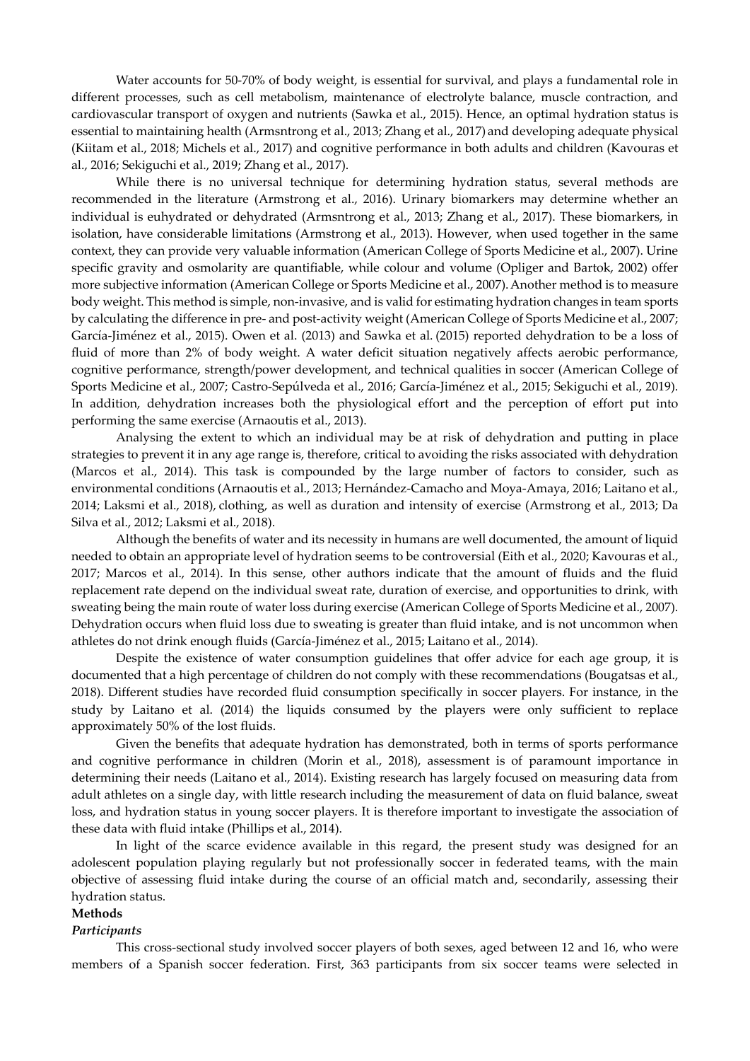Water accounts for 50-70% of body weight, is essential for survival, and plays a fundamental role in different processes, such as cell metabolism, maintenance of electrolyte balance, muscle contraction, and cardiovascular transport of oxygen and nutrients (Sawka et al., 2015). Hence, an optimal hydration status is essential to maintaining health (Armsntrong et al., 2013; Zhang et al., 2017) and developing adequate physical (Kiitam et al., 2018; Michels et al., 2017) and cognitive performance in both adults and children (Kavouras et al., 2016; Sekiguchi et al., 2019; Zhang et al., 2017).

While there is no universal technique for determining hydration status, several methods are recommended in the literature (Armstrong et al., 2016). Urinary biomarkers may determine whether an individual is euhydrated or dehydrated (Armsntrong et al., 2013; Zhang et al., 2017). These biomarkers, in isolation, have considerable limitations (Armstrong et al., 2013). However, when used together in the same context, they can provide very valuable information (American College of Sports Medicine et al., 2007). Urine specific gravity and osmolarity are quantifiable, while colour and volume (Opliger and Bartok, 2002) offer more subjective information (American College or Sports Medicine et al., 2007). Another method is to measure body weight. This method is simple, non-invasive, and is valid for estimating hydration changes in team sports by calculating the difference in pre- and post-activity weight (American College of Sports Medicine et al., 2007; García-Jiménez et al., 2015). Owen et al. (2013) and Sawka et al. (2015) reported dehydration to be a loss of fluid of more than 2% of body weight. A water deficit situation negatively affects aerobic performance, cognitive performance, strength/power development, and technical qualities in soccer (American College of Sports Medicine et al., 2007; Castro-Sepúlveda et al., 2016; García-Jiménez et al., 2015; Sekiguchi et al., 2019). In addition, dehydration increases both the physiological effort and the perception of effort put into performing the same exercise (Arnaoutis et al., 2013).

Analysing the extent to which an individual may be at risk of dehydration and putting in place strategies to prevent it in any age range is, therefore, critical to avoiding the risks associated with dehydration (Marcos et al., 2014). This task is compounded by the large number of factors to consider, such as environmental conditions (Arnaoutis et al., 2013; Hernández-Camacho and Moya-Amaya, 2016; Laitano et al., 2014; Laksmi et al., 2018), clothing, as well as duration and intensity of exercise (Armstrong et al., 2013; Da Silva et al., 2012; Laksmi et al., 2018).

Although the benefits of water and its necessity in humans are well documented, the amount of liquid needed to obtain an appropriate level of hydration seems to be controversial (Eith et al., 2020; Kavouras et al., 2017; Marcos et al., 2014). In this sense, other authors indicate that the amount of fluids and the fluid replacement rate depend on the individual sweat rate, duration of exercise, and opportunities to drink, with sweating being the main route of water loss during exercise (American College of Sports Medicine et al., 2007). Dehydration occurs when fluid loss due to sweating is greater than fluid intake, and is not uncommon when athletes do not drink enough fluids (García-Jiménez et al., 2015; Laitano et al., 2014).

Despite the existence of water consumption guidelines that offer advice for each age group, it is documented that a high percentage of children do not comply with these recommendations (Bougatsas et al., 2018). Different studies have recorded fluid consumption specifically in soccer players. For instance, in the study by Laitano et al. (2014) the liquids consumed by the players were only sufficient to replace approximately 50% of the lost fluids.

Given the benefits that adequate hydration has demonstrated, both in terms of sports performance and cognitive performance in children (Morin et al., 2018), assessment is of paramount importance in determining their needs (Laitano et al., 2014). Existing research has largely focused on measuring data from adult athletes on a single day, with little research including the measurement of data on fluid balance, sweat loss, and hydration status in young soccer players. It is therefore important to investigate the association of these data with fluid intake (Phillips et al., 2014).

In light of the scarce evidence available in this regard, the present study was designed for an adolescent population playing regularly but not professionally soccer in federated teams, with the main objective of assessing fluid intake during the course of an official match and, secondarily, assessing their hydration status.

## Methods

### *Participants*

This cross-sectional study involved soccer players of both sexes, aged between 12 and 16, who were members of a Spanish soccer federation. First, 363 participants from six soccer teams were selected in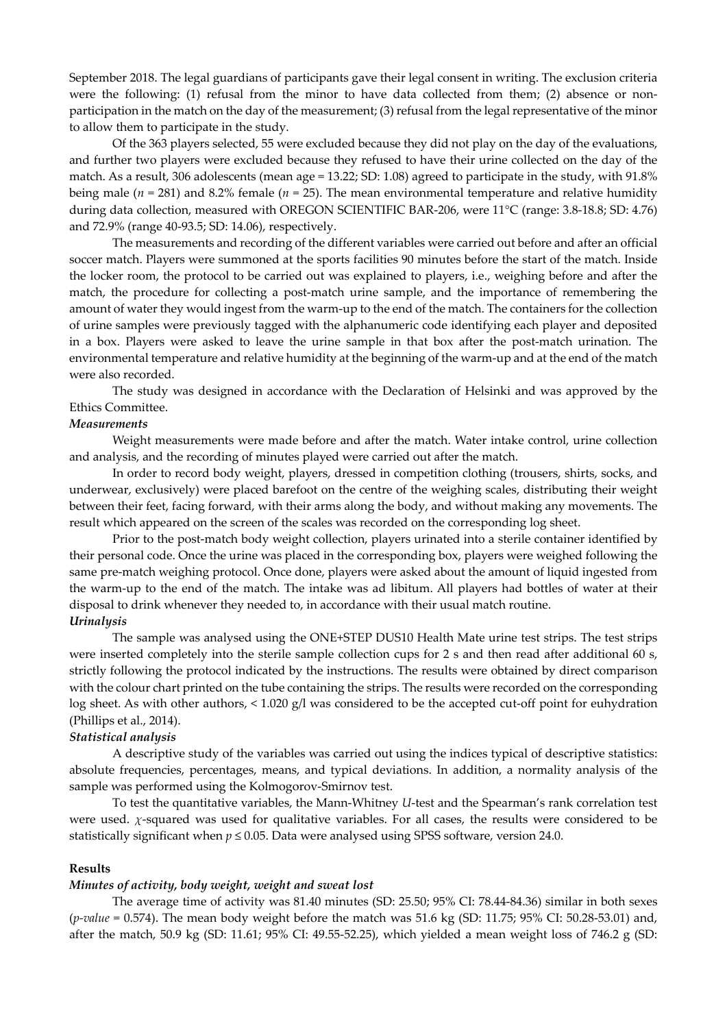September 2018. The legal guardians of participants gave their legal consent in writing. The exclusion criteria were the following: (1) refusal from the minor to have data collected from them; (2) absence or non-participation in the match on the day of the measurement; (3) refusal from the legal representative of the minor to allow them to participate in the study.

Of the 363 players selected, 55 were excluded because they did not play on the day of the evaluations, and further two players were excluded because they refused to have their urine collected on the day of the match. As a result, 306 adolescents (mean age = 13.22; SD: 1.08) agreed to participate in the study, with 91.8% being male ($n$ = 281) and 8.2% female ($n$ = 25). The mean environmental temperature and relative humidity during data collection, measured with OREGON SCIENTIFIC BAR-206, were 11°C (range: 3.8-18.8; SD: 4.76) and 72.9% (range 40-93.5; SD: 14.06), respectively.

The measurements and recording of the different variables were carried out before and after an official soccer match. Players were summoned at the sports facilities 90 minutes before the start of the match. Inside the locker room, the protocol to be carried out was explained to players, i.e., weighing before and after the match, the procedure for collecting a post-match urine sample, and the importance of remembering the amount of water they would ingest from the warm-up to the end of the match. The containers for the collection of urine samples were previously tagged with the alphanumeric code identifying each player and deposited in a box. Players were asked to leave the urine sample in that box after the post-match urination. The environmental temperature and relative humidity at the beginning of the warm-up and at the end of the match were also recorded.

The study was designed in accordance with the Declaration of Helsinki and was approved by the Ethics Committee.

***Measurements***

Weight measurements were made before and after the match. Water intake control, urine collection and analysis, and the recording of minutes played were carried out after the match.

In order to record body weight, players, dressed in competition clothing (trousers, shirts, socks, and underwear, exclusively) were placed barefoot on the centre of the weighing scales, distributing their weight between their feet, facing forward, with their arms along the body, and without making any movements. The result which appeared on the screen of the scales was recorded on the corresponding log sheet.

Prior to the post-match body weight collection, players urinated into a sterile container identified by their personal code. Once the urine was placed in the corresponding box, players were weighed following the same pre-match weighing protocol. Once done, players were asked about the amount of liquid ingested from the warm-up to the end of the match. The intake was ad libitum. All players had bottles of water at their disposal to drink whenever they needed to, in accordance with their usual match routine.

***Urinalysis***

The sample was analysed using the ONE+STEP DUS10 Health Mate urine test strips. The test strips were inserted completely into the sterile sample collection cups for 2 s and then read after additional 60 s, strictly following the protocol indicated by the instructions. The results were obtained by direct comparison with the colour chart printed on the tube containing the strips. The results were recorded on the corresponding log sheet. As with other authors, < 1.020 g/l was considered to be the accepted cut-off point for euhydration (Phillips et al., 2014).

***Statistical analysis***

A descriptive study of the variables was carried out using the indices typical of descriptive statistics: absolute frequencies, percentages, means, and typical deviations. In addition, a normality analysis of the sample was performed using the Kolmogorov-Smirnov test.

To test the quantitative variables, the Mann-Whitney $U$-test and the Spearman's rank correlation test were used. $\chi$-squared was used for qualitative variables. For all cases, the results were considered to be statistically significant when $p \leq 0.05$. Data were analysed using SPSS software, version 24.0.

## Results

***Minutes of activity, body weight, weight and sweat lost***

The average time of activity was 81.40 minutes (SD: 25.50; 95% CI: 78.44-84.36) similar in both sexes (*p-value* = 0.574). The mean body weight before the match was 51.6 kg (SD: 11.75; 95% CI: 50.28-53.01) and, after the match, 50.9 kg (SD: 11.61; 95% CI: 49.55-52.25), which yielded a mean weight loss of 746.2 g (SD: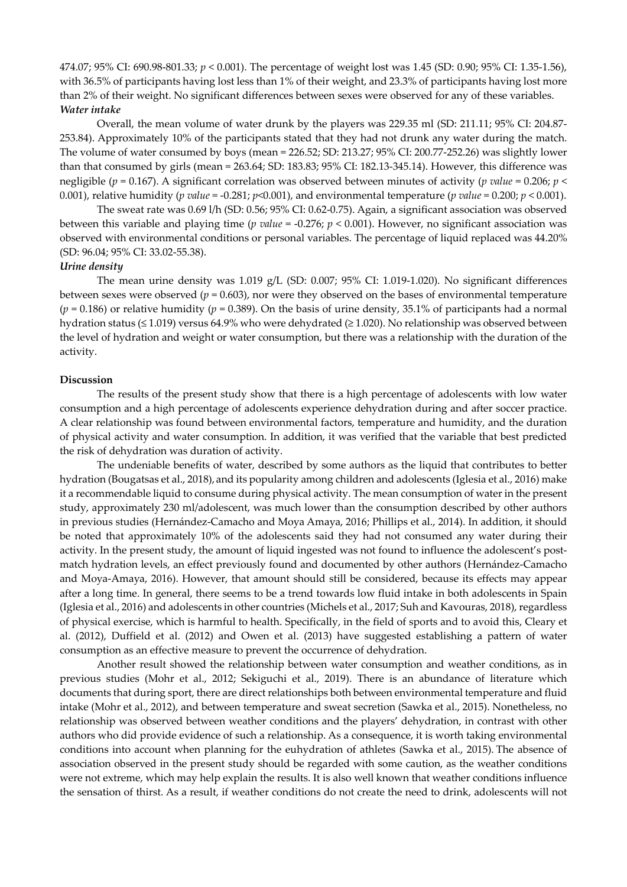474.07; 95% CI: 690.98-801.33; $p < 0.001$). The percentage of weight lost was 1.45 (SD: 0.90; 95% CI: 1.35-1.56), with 36.5% of participants having lost less than 1% of their weight, and 23.3% of participants having lost more than 2% of their weight. No significant differences between sexes were observed for any of these variables.

***Water intake***

Overall, the mean volume of water drunk by the players was 229.35 ml (SD: 211.11; 95% CI: 204.87-253.84). Approximately 10% of the participants stated that they had not drunk any water during the match. The volume of water consumed by boys (mean = 226.52; SD: 213.27; 95% CI: 200.77-252.26) was slightly lower than that consumed by girls (mean = 263.64; SD: 183.83; 95% CI: 182.13-345.14). However, this difference was negligible ($p = 0.167$). A significant correlation was observed between minutes of activity (*p value* = 0.206; $p < 0.001$), relative humidity (*p value* = -0.281; $p<0.001$), and environmental temperature (*p value* = 0.200; $p < 0.001$).

The sweat rate was 0.69 l/h (SD: 0.56; 95% CI: 0.62-0.75). Again, a significant association was observed between this variable and playing time (*p value* = -0.276; $p < 0.001$). However, no significant association was observed with environmental conditions or personal variables. The percentage of liquid replaced was 44.20% (SD: 96.04; 95% CI: 33.02-55.38).

***Urine density***

The mean urine density was 1.019 g/L (SD: 0.007; 95% CI: 1.019-1.020). No significant differences between sexes were observed ($p = 0.603$), nor were they observed on the bases of environmental temperature ($p = 0.186$) or relative humidity ($p = 0.389$). On the basis of urine density, 35.1% of participants had a normal hydration status (≤ 1.019) versus 64.9% who were dehydrated (≥ 1.020). No relationship was observed between the level of hydration and weight or water consumption, but there was a relationship with the duration of the activity.

**Discussion**

The results of the present study show that there is a high percentage of adolescents with low water consumption and a high percentage of adolescents experience dehydration during and after soccer practice. A clear relationship was found between environmental factors, temperature and humidity, and the duration of physical activity and water consumption. In addition, it was verified that the variable that best predicted the risk of dehydration was duration of activity.

The undeniable benefits of water, described by some authors as the liquid that contributes to better hydration (Bougatsas et al., 2018), and its popularity among children and adolescents (Iglesia et al., 2016) make it a recommendable liquid to consume during physical activity. The mean consumption of water in the present study, approximately 230 ml/adolescent, was much lower than the consumption described by other authors in previous studies (Hernández-Camacho and Moya Amaya, 2016; Phillips et al., 2014). In addition, it should be noted that approximately 10% of the adolescents said they had not consumed any water during their activity. In the present study, the amount of liquid ingested was not found to influence the adolescent's post-match hydration levels, an effect previously found and documented by other authors (Hernández-Camacho and Moya-Amaya, 2016). However, that amount should still be considered, because its effects may appear after a long time. In general, there seems to be a trend towards low fluid intake in both adolescents in Spain (Iglesia et al., 2016) and adolescents in other countries (Michels et al., 2017; Suh and Kavouras, 2018), regardless of physical exercise, which is harmful to health. Specifically, in the field of sports and to avoid this, Cleary et al. (2012), Duffield et al. (2012) and Owen et al. (2013) have suggested establishing a pattern of water consumption as an effective measure to prevent the occurrence of dehydration.

Another result showed the relationship between water consumption and weather conditions, as in previous studies (Mohr et al., 2012; Sekiguchi et al., 2019). There is an abundance of literature which documents that during sport, there are direct relationships both between environmental temperature and fluid intake (Mohr et al., 2012), and between temperature and sweat secretion (Sawka et al., 2015). Nonetheless, no relationship was observed between weather conditions and the players' dehydration, in contrast with other authors who did provide evidence of such a relationship. As a consequence, it is worth taking environmental conditions into account when planning for the euhydration of athletes (Sawka et al., 2015). The absence of association observed in the present study should be regarded with some caution, as the weather conditions were not extreme, which may help explain the results. It is also well known that weather conditions influence the sensation of thirst. As a result, if weather conditions do not create the need to drink, adolescents will not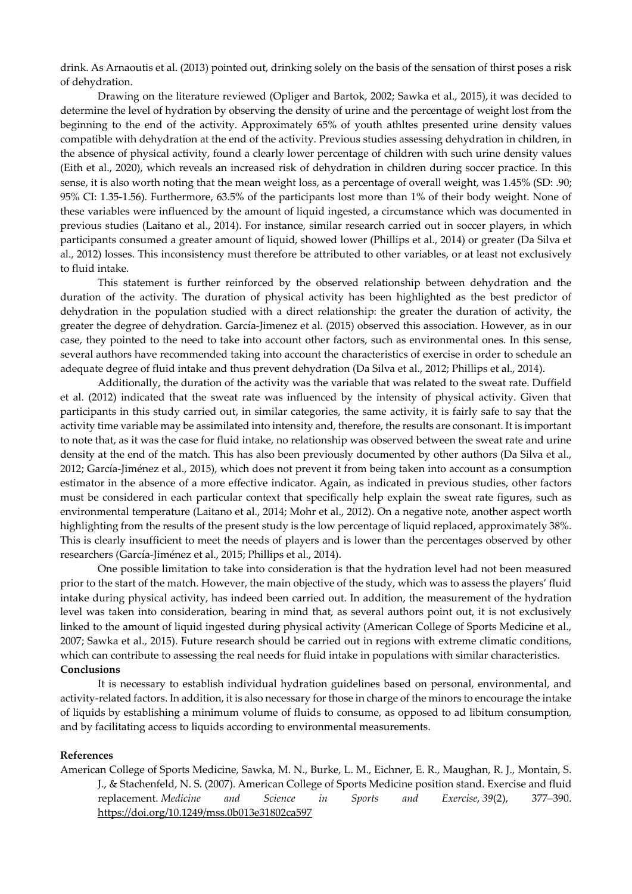drink. As Arnaoutis et al. (2013) pointed out, drinking solely on the basis of the sensation of thirst poses a risk of dehydration.

Drawing on the literature reviewed (Opliger and Bartok, 2002; Sawka et al., 2015), it was decided to determine the level of hydration by observing the density of urine and the percentage of weight lost from the beginning to the end of the activity. Approximately 65% of youth athltes presented urine density values compatible with dehydration at the end of the activity. Previous studies assessing dehydration in children, in the absence of physical activity, found a clearly lower percentage of children with such urine density values (Eith et al., 2020), which reveals an increased risk of dehydration in children during soccer practice. In this sense, it is also worth noting that the mean weight loss, as a percentage of overall weight, was 1.45% (SD: .90; 95% CI: 1.35-1.56). Furthermore, 63.5% of the participants lost more than 1% of their body weight. None of these variables were influenced by the amount of liquid ingested, a circumstance which was documented in previous studies (Laitano et al., 2014). For instance, similar research carried out in soccer players, in which participants consumed a greater amount of liquid, showed lower (Phillips et al., 2014) or greater (Da Silva et al., 2012) losses. This inconsistency must therefore be attributed to other variables, or at least not exclusively to fluid intake.

This statement is further reinforced by the observed relationship between dehydration and the duration of the activity. The duration of physical activity has been highlighted as the best predictor of dehydration in the population studied with a direct relationship: the greater the duration of activity, the greater the degree of dehydration. García-Jimenez et al. (2015) observed this association. However, as in our case, they pointed to the need to take into account other factors, such as environmental ones. In this sense, several authors have recommended taking into account the characteristics of exercise in order to schedule an adequate degree of fluid intake and thus prevent dehydration (Da Silva et al., 2012; Phillips et al., 2014).

Additionally, the duration of the activity was the variable that was related to the sweat rate. Duffield et al. (2012) indicated that the sweat rate was influenced by the intensity of physical activity. Given that participants in this study carried out, in similar categories, the same activity, it is fairly safe to say that the activity time variable may be assimilated into intensity and, therefore, the results are consonant. It is important to note that, as it was the case for fluid intake, no relationship was observed between the sweat rate and urine density at the end of the match. This has also been previously documented by other authors (Da Silva et al., 2012; García-Jiménez et al., 2015), which does not prevent it from being taken into account as a consumption estimator in the absence of a more effective indicator. Again, as indicated in previous studies, other factors must be considered in each particular context that specifically help explain the sweat rate figures, such as environmental temperature (Laitano et al., 2014; Mohr et al., 2012). On a negative note, another aspect worth highlighting from the results of the present study is the low percentage of liquid replaced, approximately 38%. This is clearly insufficient to meet the needs of players and is lower than the percentages observed by other researchers (García-Jiménez et al., 2015; Phillips et al., 2014).

One possible limitation to take into consideration is that the hydration level had not been measured prior to the start of the match. However, the main objective of the study, which was to assess the players' fluid intake during physical activity, has indeed been carried out. In addition, the measurement of the hydration level was taken into consideration, bearing in mind that, as several authors point out, it is not exclusively linked to the amount of liquid ingested during physical activity (American College of Sports Medicine et al., 2007; Sawka et al., 2015). Future research should be carried out in regions with extreme climatic conditions, which can contribute to assessing the real needs for fluid intake in populations with similar characteristics.

## Conclusions

It is necessary to establish individual hydration guidelines based on personal, environmental, and activity-related factors. In addition, it is also necessary for those in charge of the minors to encourage the intake of liquids by establishing a minimum volume of fluids to consume, as opposed to ad libitum consumption, and by facilitating access to liquids according to environmental measurements.

## References

American College of Sports Medicine, Sawka, M. N., Burke, L. M., Eichner, E. R., Maughan, R. J., Montain, S. J., & Stachenfeld, N. S. (2007). American College of Sports Medicine position stand. Exercise and fluid replacement. *Medicine and Science in Sports and Exercise*, *39*(2), 377–390. https://doi.org/10.1249/mss.0b013e31802ca597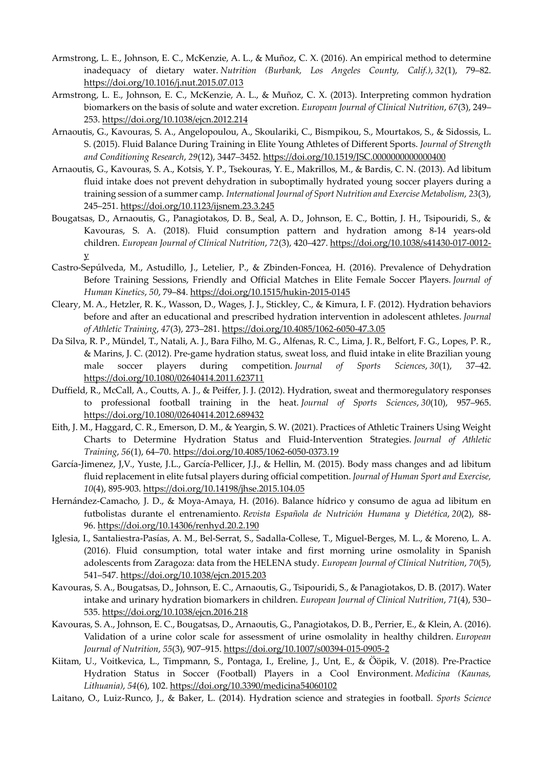Armstrong, L. E., Johnson, E. C., McKenzie, A. L., & Muñoz, C. X. (2016). An empirical method to determine inadequacy of dietary water. *Nutrition (Burbank, Los Angeles County, Calif.)*, *32*(1), 79–82. https://doi.org/10.1016/j.nut.2015.07.013

Armstrong, L. E., Johnson, E. C., McKenzie, A. L., & Muñoz, C. X. (2013). Interpreting common hydration biomarkers on the basis of solute and water excretion. *European Journal of Clinical Nutrition*, *67*(3), 249–253. https://doi.org/10.1038/ejcn.2012.214

Arnaoutis, G., Kavouras, S. A., Angelopoulou, A., Skoulariki, C., Bismpikou, S., Mourtakos, S., & Sidossis, L. S. (2015). Fluid Balance During Training in Elite Young Athletes of Different Sports. *Journal of Strength and Conditioning Research*, *29*(12), 3447–3452. https://doi.org/10.1519/JSC.0000000000000400

Arnaoutis, G., Kavouras, S. A., Kotsis, Y. P., Tsekouras, Y. E., Makrillos, M., & Bardis, C. N. (2013). Ad libitum fluid intake does not prevent dehydration in suboptimally hydrated young soccer players during a training session of a summer camp. *International Journal of Sport Nutrition and Exercise Metabolism*, *23*(3), 245–251. https://doi.org/10.1123/ijsnem.23.3.245

Bougatsas, D., Arnaoutis, G., Panagiotakos, D. B., Seal, A. D., Johnson, E. C., Bottin, J. H., Tsipouridi, S., & Kavouras, S. A. (2018). Fluid consumption pattern and hydration among 8-14 years-old children. *European Journal of Clinical Nutrition*, *72*(3), 420–427. https://doi.org/10.1038/s41430-017-0012-y

Castro-Sepúlveda, M., Astudillo, J., Letelier, P., & Zbinden-Foncea, H. (2016). Prevalence of Dehydration Before Training Sessions, Friendly and Official Matches in Elite Female Soccer Players. *Journal of Human Kinetics*, *50*, 79–84. https://doi.org/10.1515/hukin-2015-0145

Cleary, M. A., Hetzler, R. K., Wasson, D., Wages, J. J., Stickley, C., & Kimura, I. F. (2012). Hydration behaviors before and after an educational and prescribed hydration intervention in adolescent athletes. *Journal of Athletic Training*, *47*(3), 273–281. https://doi.org/10.4085/1062-6050-47.3.05

Da Silva, R. P., Mündel, T., Natali, A. J., Bara Filho, M. G., Alfenas, R. C., Lima, J. R., Belfort, F. G., Lopes, P. R., & Marins, J. C. (2012). Pre-game hydration status, sweat loss, and fluid intake in elite Brazilian young male soccer players during competition. *Journal of Sports Sciences*, *30*(1), 37–42. https://doi.org/10.1080/02640414.2011.623711

Duffield, R., McCall, A., Coutts, A. J., & Peiffer, J. J. (2012). Hydration, sweat and thermoregulatory responses to professional football training in the heat. *Journal of Sports Sciences*, *30*(10), 957–965. https://doi.org/10.1080/02640414.2012.689432

Eith, J. M., Haggard, C. R., Emerson, D. M., & Yeargin, S. W. (2021). Practices of Athletic Trainers Using Weight Charts to Determine Hydration Status and Fluid-Intervention Strategies. *Journal of Athletic Training*, *56*(1), 64–70. https://doi.org/10.4085/1062-6050-0373.19

García-Jimenez, J,V., Yuste, J.L., García-Pellicer, J.J., & Hellin, M. (2015). Body mass changes and ad libitum fluid replacement in elite futsal players during official competition. *Journal of Human Sport and Exercise, 10*(4), 895-903. https://doi.org/10.14198/jhse.2015.104.05

Hernández-Camacho, J. D., & Moya-Amaya, H. (2016). Balance hídrico y consumo de agua ad libitum en futbolistas durante el entrenamiento. *Revista Española de Nutrición Humana y Dietética*, *20*(2), 88-96. https://doi.org/10.14306/renhyd.20.2.190

Iglesia, I., Santaliestra-Pasías, A. M., Bel-Serrat, S., Sadalla-Collese, T., Miguel-Berges, M. L., & Moreno, L. A. (2016). Fluid consumption, total water intake and first morning urine osmolality in Spanish adolescents from Zaragoza: data from the HELENA study. *European Journal of Clinical Nutrition*, *70*(5), 541–547. https://doi.org/10.1038/ejcn.2015.203

Kavouras, S. A., Bougatsas, D., Johnson, E. C., Arnaoutis, G., Tsipouridi, S., & Panagiotakos, D. B. (2017). Water intake and urinary hydration biomarkers in children. *European Journal of Clinical Nutrition*, *71*(4), 530–535. https://doi.org/10.1038/ejcn.2016.218

Kavouras, S. A., Johnson, E. C., Bougatsas, D., Arnaoutis, G., Panagiotakos, D. B., Perrier, E., & Klein, A. (2016). Validation of a urine color scale for assessment of urine osmolality in healthy children. *European Journal of Nutrition*, *55*(3), 907–915. https://doi.org/10.1007/s00394-015-0905-2

Kiitam, U., Voitkevica, L., Timpmann, S., Pontaga, I., Ereline, J., Unt, E., & Ööpik, V. (2018). Pre-Practice Hydration Status in Soccer (Football) Players in a Cool Environment. *Medicina (Kaunas, Lithuania)*, *54*(6), 102. https://doi.org/10.3390/medicina54060102

Laitano, O., Luiz-Runco, J., & Baker, L. (2014). Hydration science and strategies in football. *Sports Science*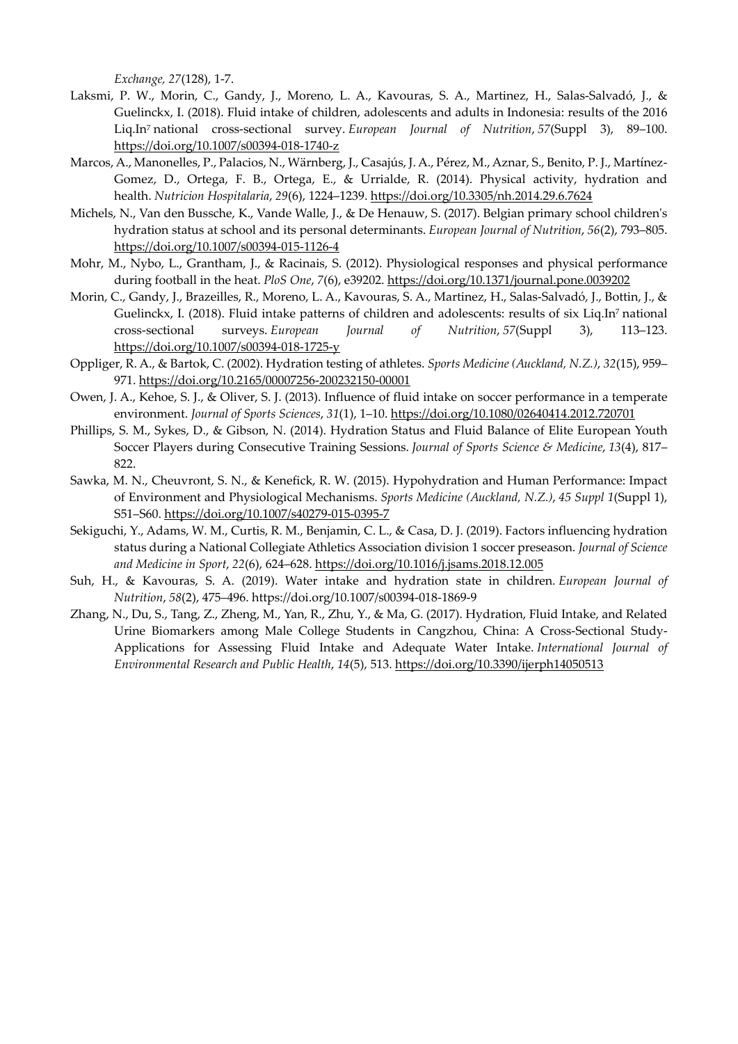*Exchange, 27*(128), 1-7.

Laksmi, P. W., Morin, C., Gandy, J., Moreno, L. A., Kavouras, S. A., Martinez, H., Salas-Salvadó, J., & Guelinckx, I. (2018). Fluid intake of children, adolescents and adults in Indonesia: results of the 2016 Liq.In[7] national cross-sectional survey. *European Journal of Nutrition*, *57*(Suppl 3), 89–100. https://doi.org/10.1007/s00394-018-1740-z

Marcos, A., Manonelles, P., Palacios, N., Wärnberg, J., Casajús, J. A., Pérez, M., Aznar, S., Benito, P. J., Martínez-Gomez, D., Ortega, F. B., Ortega, E., & Urrialde, R. (2014). Physical activity, hydration and health. *Nutricion Hospitalaria*, *29*(6), 1224–1239. https://doi.org/10.3305/nh.2014.29.6.7624

Michels, N., Van den Bussche, K., Vande Walle, J., & De Henauw, S. (2017). Belgian primary school children's hydration status at school and its personal determinants. *European Journal of Nutrition*, *56*(2), 793–805. https://doi.org/10.1007/s00394-015-1126-4

Mohr, M., Nybo, L., Grantham, J., & Racinais, S. (2012). Physiological responses and physical performance during football in the heat. *PloS One*, *7*(6), e39202. https://doi.org/10.1371/journal.pone.0039202

Morin, C., Gandy, J., Brazeilles, R., Moreno, L. A., Kavouras, S. A., Martinez, H., Salas-Salvadó, J., Bottin, J., & Guelinckx, I. (2018). Fluid intake patterns of children and adolescents: results of six Liq.In[7] national cross-sectional surveys. *European Journal of Nutrition*, *57*(Suppl 3), 113–123. https://doi.org/10.1007/s00394-018-1725-y

Oppliger, R. A., & Bartok, C. (2002). Hydration testing of athletes. *Sports Medicine (Auckland, N.Z.)*, *32*(15), 959–971. https://doi.org/10.2165/00007256-200232150-00001

Owen, J. A., Kehoe, S. J., & Oliver, S. J. (2013). Influence of fluid intake on soccer performance in a temperate environment. *Journal of Sports Sciences*, *31*(1), 1–10. https://doi.org/10.1080/02640414.2012.720701

Phillips, S. M., Sykes, D., & Gibson, N. (2014). Hydration Status and Fluid Balance of Elite European Youth Soccer Players during Consecutive Training Sessions. *Journal of Sports Science & Medicine*, *13*(4), 817–822.

Sawka, M. N., Cheuvront, S. N., & Kenefick, R. W. (2015). Hypohydration and Human Performance: Impact of Environment and Physiological Mechanisms. *Sports Medicine (Auckland, N.Z.)*, *45 Suppl 1*(Suppl 1), S51–S60. https://doi.org/10.1007/s40279-015-0395-7

Sekiguchi, Y., Adams, W. M., Curtis, R. M., Benjamin, C. L., & Casa, D. J. (2019). Factors influencing hydration status during a National Collegiate Athletics Association division 1 soccer preseason. *Journal of Science and Medicine in Sport*, *22*(6), 624–628. https://doi.org/10.1016/j.jsams.2018.12.005

Suh, H., & Kavouras, S. A. (2019). Water intake and hydration state in children. *European Journal of Nutrition*, *58*(2), 475–496. https://doi.org/10.1007/s00394-018-1869-9

Zhang, N., Du, S., Tang, Z., Zheng, M., Yan, R., Zhu, Y., & Ma, G. (2017). Hydration, Fluid Intake, and Related Urine Biomarkers among Male College Students in Cangzhou, China: A Cross-Sectional Study-Applications for Assessing Fluid Intake and Adequate Water Intake. *International Journal of Environmental Research and Public Health*, *14*(5), 513. https://doi.org/10.3390/ijerph14050513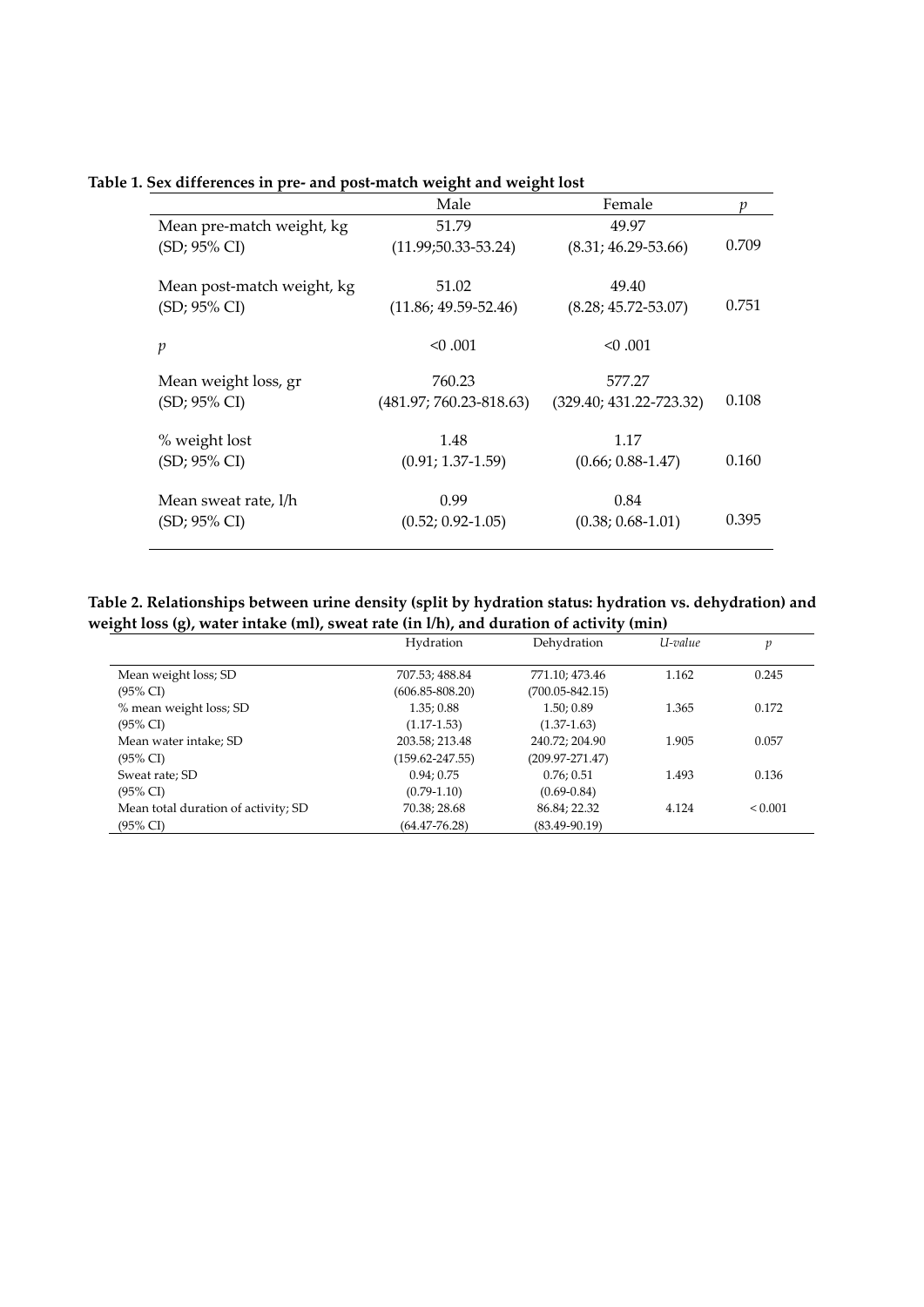**Table 1. Sex differences in pre- and post-match weight and weight lost**

| | Male | Female | *p* |
|---|---|---|---|
| Mean pre-match weight, kg (SD; 95% CI) | 51.79 (11.99;50.33-53.24) | 49.97 (8.31; 46.29-53.66) | 0.709 |
| Mean post-match weight, kg (SD; 95% CI) | 51.02 (11.86; 49.59-52.46) | 49.40 (8.28; 45.72-53.07) | 0.751 |
| *p* | <0 .001 | <0 .001 | |
| Mean weight loss, gr (SD; 95% CI) | 760.23 (481.97; 760.23-818.63) | 577.27 (329.40; 431.22-723.32) | 0.108 |
| % weight lost (SD; 95% CI) | 1.48 (0.91; 1.37-1.59) | 1.17 (0.66; 0.88-1.47) | 0.160 |
| Mean sweat rate, l/h (SD; 95% CI) | 0.99 (0.52; 0.92-1.05) | 0.84 (0.38; 0.68-1.01) | 0.395 |

**Table 2. Relationships between urine density (split by hydration status: hydration vs. dehydration) and weight loss (g), water intake (ml), sweat rate (in l/h), and duration of activity (min)**

| | Hydration | Dehydration | *U-value* | *p* |
|---|---|---|---|---|
| Mean weight loss; SD (95% CI) | 707.53; 488.84 (606.85-808.20) | 771.10; 473.46 (700.05-842.15) | 1.162 | 0.245 |
| % mean weight loss; SD (95% CI) | 1.35; 0.88 (1.17-1.53) | 1.50; 0.89 (1.37-1.63) | 1.365 | 0.172 |
| Mean water intake; SD (95% CI) | 203.58; 213.48 (159.62-247.55) | 240.72; 204.90 (209.97-271.47) | 1.905 | 0.057 |
| Sweat rate; SD (95% CI) | 0.94; 0.75 (0.79-1.10) | 0.76; 0.51 (0.69-0.84) | 1.493 | 0.136 |
| Mean total duration of activity; SD (95% CI) | 70.38; 28.68 (64.47-76.28) | 86.84; 22.32 (83.49-90.19) | 4.124 | < 0.001 |